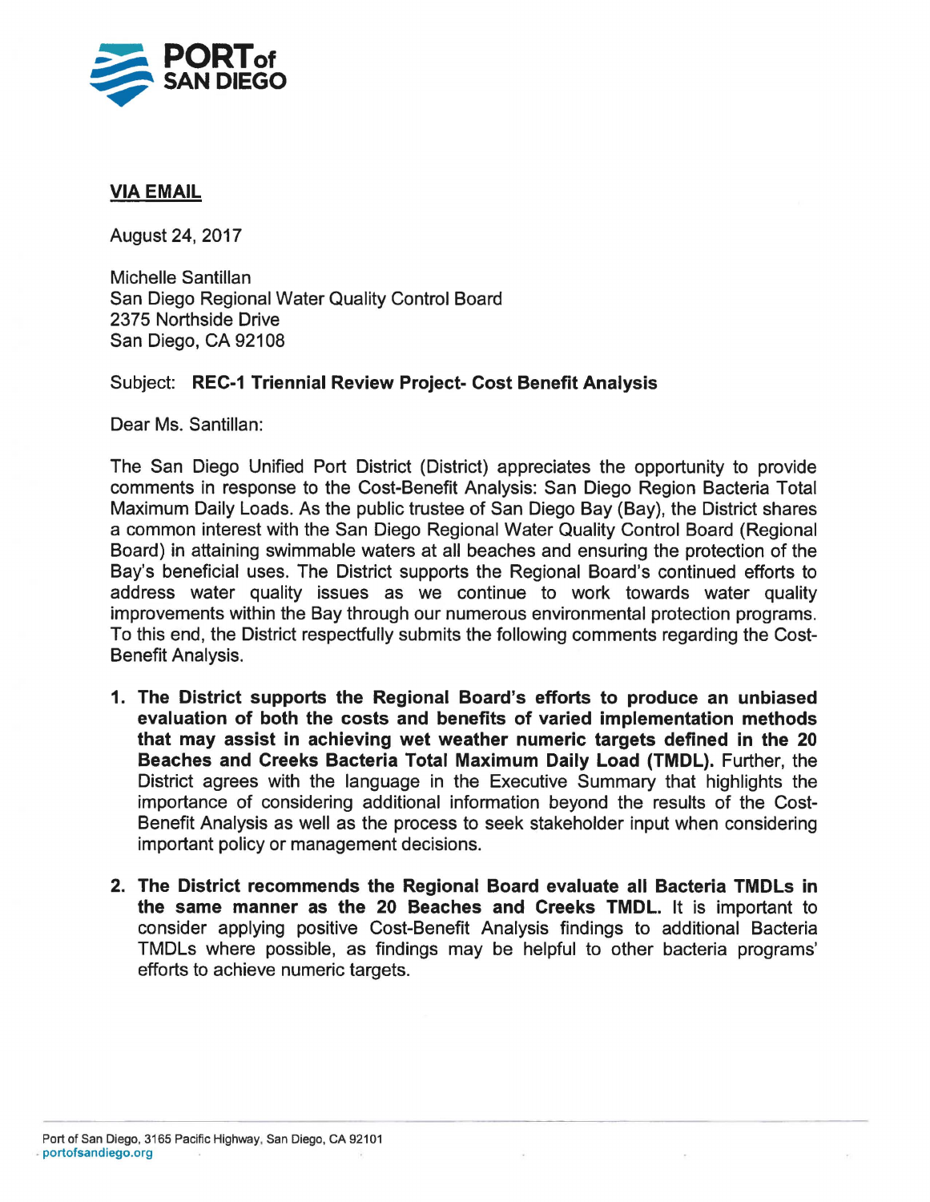**PORT of SAN DIEGO**

**VIA EMAIL**

August 24, 2017

Michelle Santillan
San Diego Regional Water Quality Control Board
2375 Northside Drive
San Diego, CA 92108

Subject: **REC-1 Triennial Review Project- Cost Benefit Analysis**

Dear Ms. Santillan:

The San Diego Unified Port District (District) appreciates the opportunity to provide comments in response to the Cost-Benefit Analysis: San Diego Region Bacteria Total Maximum Daily Loads. As the public trustee of San Diego Bay (Bay), the District shares a common interest with the San Diego Regional Water Quality Control Board (Regional Board) in attaining swimmable waters at all beaches and ensuring the protection of the Bay's beneficial uses. The District supports the Regional Board's continued efforts to address water quality issues as we continue to work towards water quality improvements within the Bay through our numerous environmental protection programs. To this end, the District respectfully submits the following comments regarding the Cost-Benefit Analysis.

1. **The District supports the Regional Board's efforts to produce an unbiased evaluation of both the costs and benefits of varied implementation methods that may assist in achieving wet weather numeric targets defined in the 20 Beaches and Creeks Bacteria Total Maximum Daily Load (TMDL).** Further, the District agrees with the language in the Executive Summary that highlights the importance of considering additional information beyond the results of the Cost-Benefit Analysis as well as the process to seek stakeholder input when considering important policy or management decisions.

2. **The District recommends the Regional Board evaluate all Bacteria TMDLs in the same manner as the 20 Beaches and Creeks TMDL.** It is important to consider applying positive Cost-Benefit Analysis findings to additional Bacteria TMDLs where possible, as findings may be helpful to other bacteria programs' efforts to achieve numeric targets.

Port of San Diego, 3165 Pacific Highway, San Diego, CA 92101
portofsandiego.org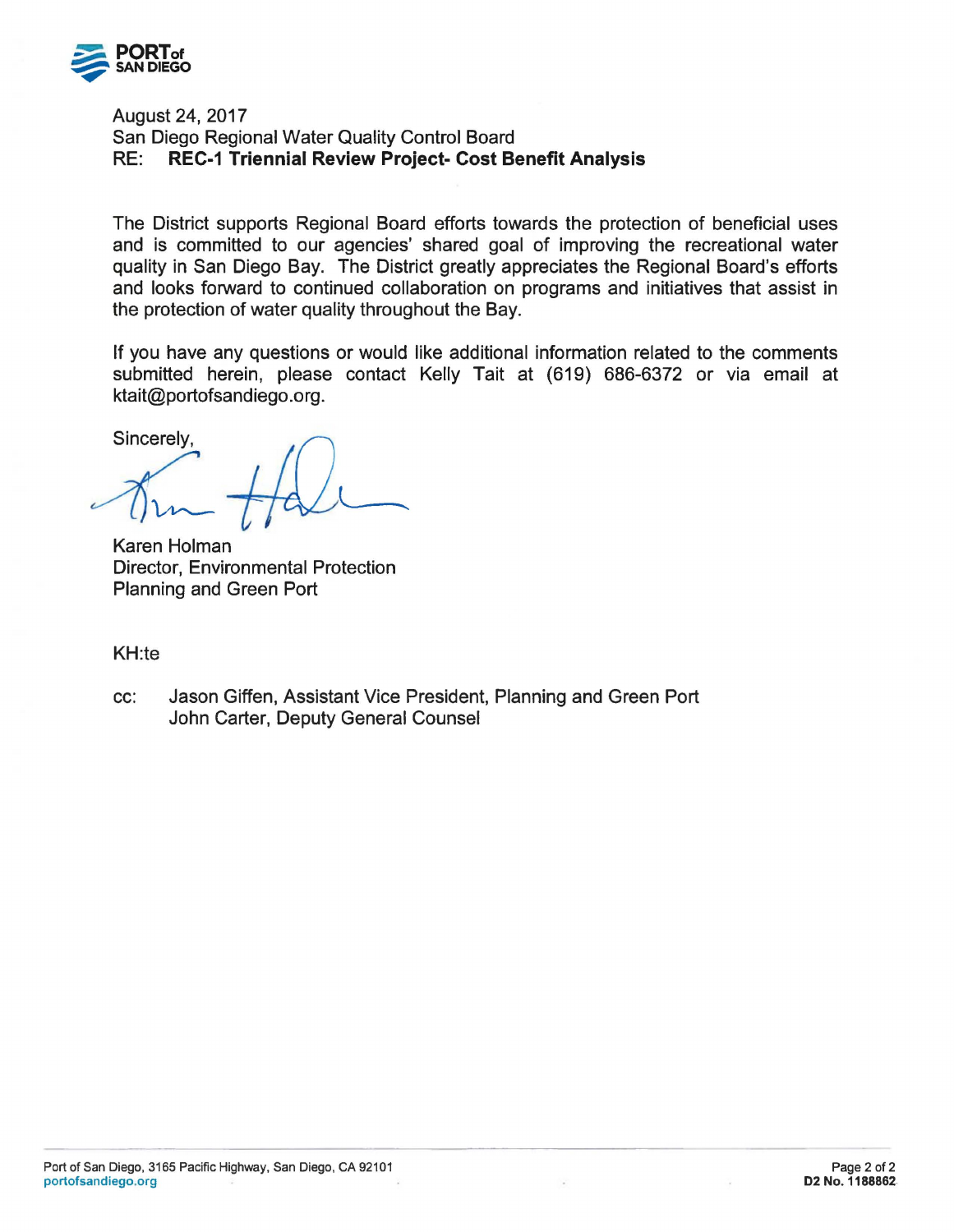August 24, 2017
San Diego Regional Water Quality Control Board
RE: **REC-1 Triennial Review Project- Cost Benefit Analysis**

The District supports Regional Board efforts towards the protection of beneficial uses and is committed to our agencies' shared goal of improving the recreational water quality in San Diego Bay. The District greatly appreciates the Regional Board's efforts and looks forward to continued collaboration on programs and initiatives that assist in the protection of water quality throughout the Bay.

If you have any questions or would like additional information related to the comments submitted herein, please contact Kelly Tait at (619) 686-6372 or via email at ktait@portofsandiego.org.

Sincerely,

Karen Holman
Director, Environmental Protection
Planning and Green Port

KH:te

cc: Jason Giffen, Assistant Vice President, Planning and Green Port
John Carter, Deputy General Counsel

Port of San Diego, 3165 Pacific Highway, San Diego, CA 92101
portofsandiego.org

D2 No. 1188862